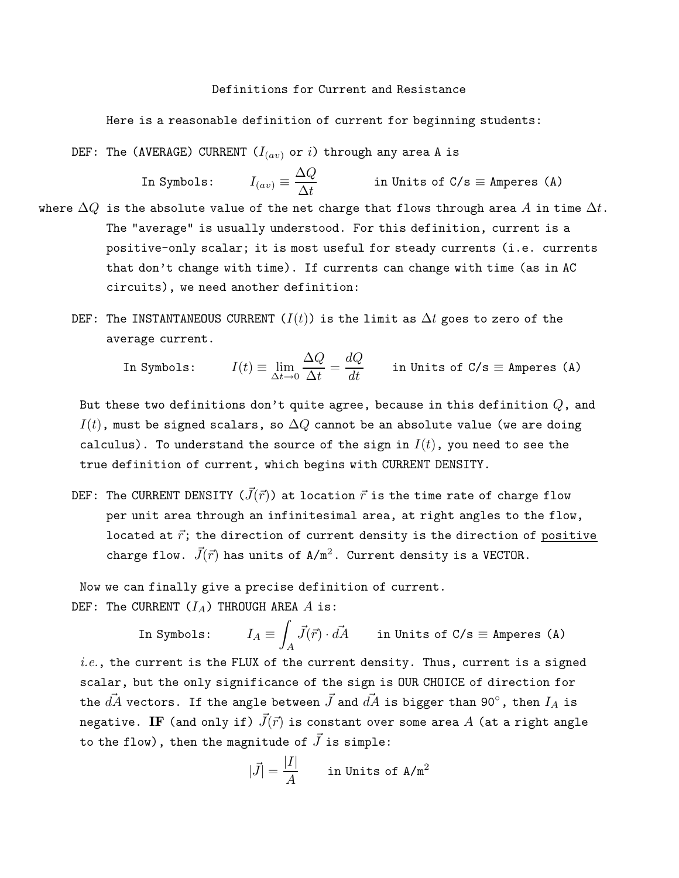# Definitions for Current and Resistance

Here is a reasonable definition of current for beginning students:

DEF: The (AVERAGE) CURRENT ($I_{(av)}$ or $i$) through any area A is

In Symbols: $$I_{(av)} \equiv \frac{\Delta Q}{\Delta t} \qquad \text{in Units of C/s} \equiv \text{Amperes (A)}$$

where $\Delta Q$ is the absolute value of the net charge that flows through area $A$ in time $\Delta t$. The "average" is usually understood. For this definition, current is a positive-only scalar; it is most useful for steady currents (i.e. currents that don't change with time). If currents can change with time (as in AC circuits), we need another definition:

DEF: The INSTANTANEOUS CURRENT ($I(t)$) is the limit as $\Delta t$ goes to zero of the average current.

In Symbols: $$I(t) \equiv \lim_{\Delta t \to 0} \frac{\Delta Q}{\Delta t} = \frac{dQ}{dt} \qquad \text{in Units of C/s} \equiv \text{Amperes (A)}$$

But these two definitions don't quite agree, because in this definition $Q$, and $I(t)$, must be signed scalars, so $\Delta Q$ cannot be an absolute value (we are doing calculus). To understand the source of the sign in $I(t)$, you need to see the true definition of current, which begins with CURRENT DENSITY.

DEF: The CURRENT DENSITY ($\vec{J}(\vec{r})$) at location $\vec{r}$ is the time rate of charge flow per unit area through an infinitesimal area, at right angles to the flow, located at $\vec{r}$; the direction of current density is the direction of positive charge flow. $\vec{J}(\vec{r})$ has units of A/m$^2$. Current density is a VECTOR.

Now we can finally give a precise definition of current.

DEF: The CURRENT ($I_A$) THROUGH AREA $A$ is:

In Symbols: $$I_A \equiv \int_A \vec{J}(\vec{r}) \cdot d\vec{A} \qquad \text{in Units of C/s} \equiv \text{Amperes (A)}$$

*i.e.*, the current is the FLUX of the current density. Thus, current is a signed scalar, but the only significance of the sign is OUR CHOICE of direction for the $d\vec{A}$ vectors. If the angle between $\vec{J}$ and $d\vec{A}$ is bigger than 90°, then $I_A$ is negative. **IF** (and only if) $\vec{J}(\vec{r})$ is constant over some area $A$ (at a right angle to the flow), then the magnitude of $\vec{J}$ is simple:

$$|\vec{J}| = \frac{|I|}{A} \qquad \text{in Units of A/m}^2$$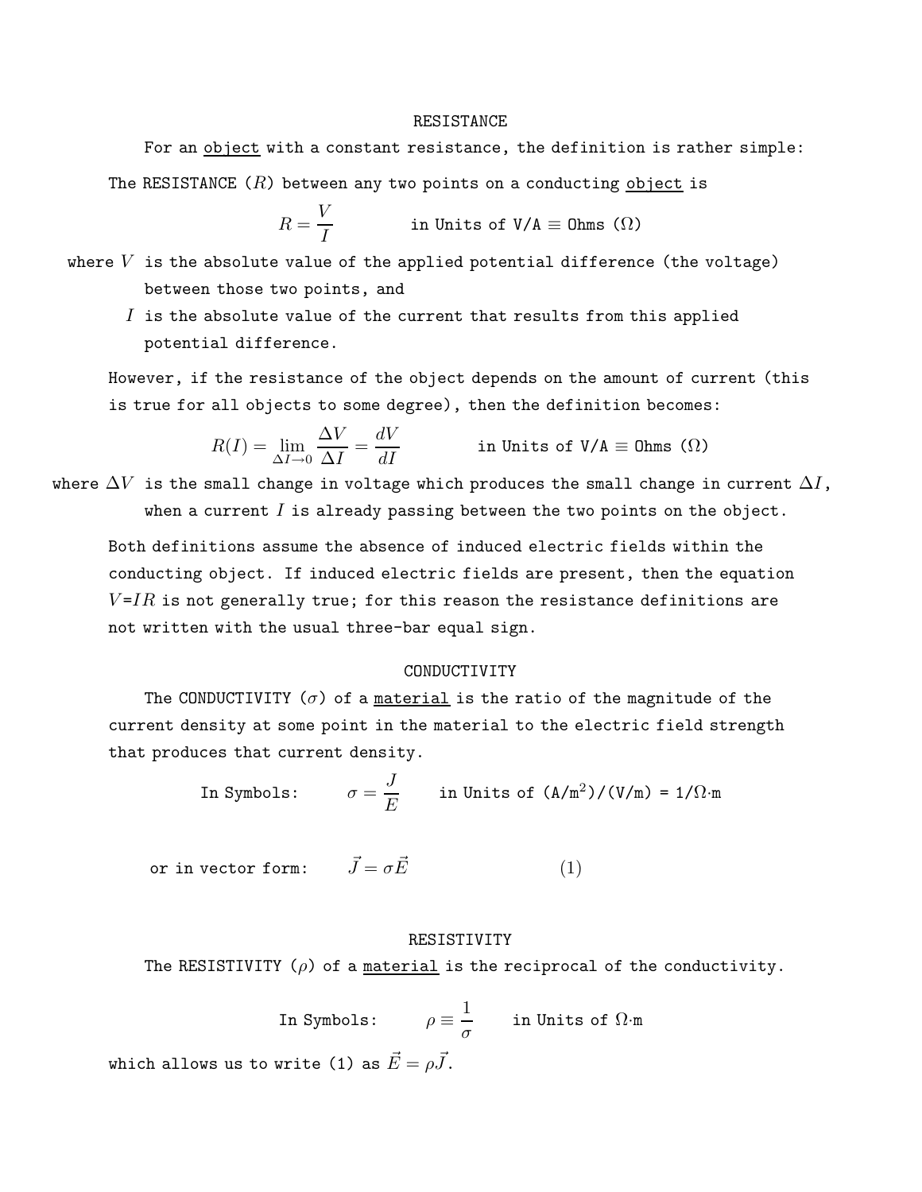## RESISTANCE

For an <u>object</u> with a constant resistance, the definition is rather simple:

The RESISTANCE ($R$) between any two points on a conducting <u>object</u> is

$$R = \frac{V}{I} \qquad \text{in Units of V/A} \equiv \text{Ohms } (\Omega)$$

where $V$ is the absolute value of the applied potential difference (the voltage) between those two points, and

$I$ is the absolute value of the current that results from this applied potential difference.

However, if the resistance of the object depends on the amount of current (this is true for all objects to some degree), then the definition becomes:

$$R(I) = \lim_{\Delta I \to 0} \frac{\Delta V}{\Delta I} = \frac{dV}{dI} \qquad \text{in Units of V/A} \equiv \text{Ohms } (\Omega)$$

where $\Delta V$ is the small change in voltage which produces the small change in current $\Delta I$, when a current $I$ is already passing between the two points on the object.

Both definitions assume the absence of induced electric fields within the conducting object. If induced electric fields are present, then the equation $V$=$IR$ is not generally true; for this reason the resistance definitions are not written with the usual three-bar equal sign.

## CONDUCTIVITY

The CONDUCTIVITY ($\sigma$) of a <u>material</u> is the ratio of the magnitude of the current density at some point in the material to the electric field strength that produces that current density.

In Symbols: $\sigma = \dfrac{J}{E}$ in Units of (A/m$^2$)/(V/m) = 1/$\Omega$·m

or in vector form: $\vec{J} = \sigma \vec{E}$ (1)

## RESISTIVITY

The RESISTIVITY ($\rho$) of a <u>material</u> is the reciprocal of the conductivity.

In Symbols: $\rho \equiv \dfrac{1}{\sigma}$ in Units of $\Omega$·m

which allows us to write (1) as $\vec{E} = \rho \vec{J}$.